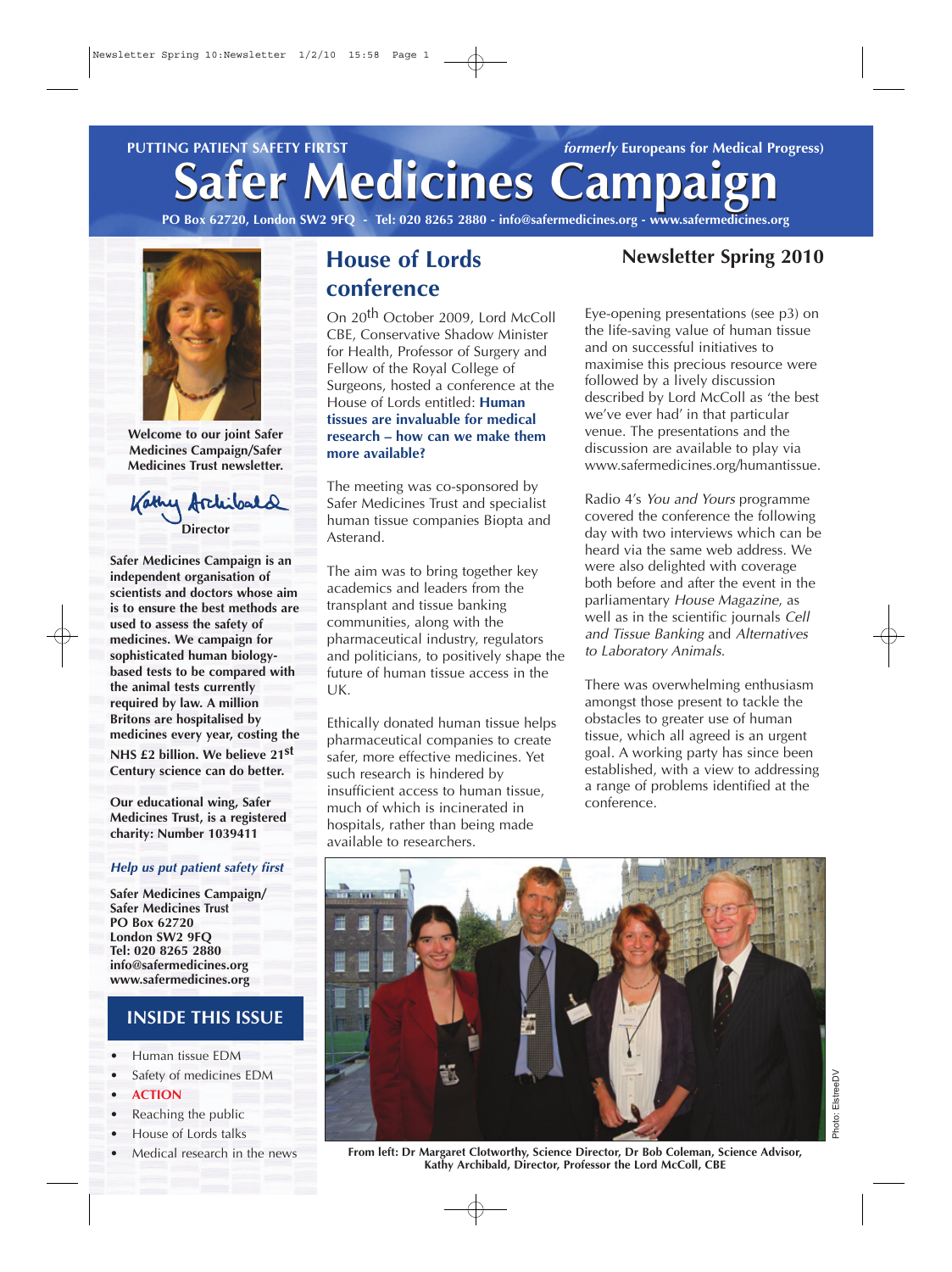PUTTING PATIENT SAFETY FIRTST *formerly* Europeans for Medical Progress)

# Safer Medicines Campaign

PO Box 62720, London SW2 9FQ - Tel: 020 8265 2880 - info@safermedicines.org - www.safermedicines.org

**Welcome to our joint Safer Medicines Campaign/Safer Medicines Trust newsletter.**

Kathy Archibald
**Director**

**Safer Medicines Campaign is an independent organisation of scientists and doctors whose aim is to ensure the best methods are used to assess the safety of medicines. We campaign for sophisticated human biology-based tests to be compared with the animal tests currently required by law. A million Britons are hospitalised by medicines every year, costing the NHS £2 billion. We believe 21st Century science can do better.**

**Our educational wing, Safer Medicines Trust, is a registered charity: Number 1039411**

***Help us put patient safety first***

**Safer Medicines Campaign/
Safer Medicines Trust
PO Box 62720
London SW2 9FQ
Tel: 020 8265 2880
info@safermedicines.org
www.safermedicines.org**

## INSIDE THIS ISSUE

- Human tissue EDM
- Safety of medicines EDM
- ACTION
- Reaching the public
- House of Lords talks
- Medical research in the news

**Newsletter Spring 2010**

## House of Lords conference

On 20th October 2009, Lord McColl CBE, Conservative Shadow Minister for Health, Professor of Surgery and Fellow of the Royal College of Surgeons, hosted a conference at the House of Lords entitled: **Human tissues are invaluable for medical research – how can we make them more available?**

The meeting was co-sponsored by Safer Medicines Trust and specialist human tissue companies Biopta and Asterand.

The aim was to bring together key academics and leaders from the transplant and tissue banking communities, along with the pharmaceutical industry, regulators and politicians, to positively shape the future of human tissue access in the UK.

Ethically donated human tissue helps pharmaceutical companies to create safer, more effective medicines. Yet such research is hindered by insufficient access to human tissue, much of which is incinerated in hospitals, rather than being made available to researchers.

Eye-opening presentations (see p3) on the life-saving value of human tissue and on successful initiatives to maximise this precious resource were followed by a lively discussion described by Lord McColl as 'the best we've ever had' in that particular venue. The presentations and the discussion are available to play via www.safermedicines.org/humantissue.

Radio 4's *You and Yours* programme covered the conference the following day with two interviews which can be heard via the same web address. We were also delighted with coverage both before and after the event in the parliamentary *House Magazine*, as well as in the scientific journals *Cell and Tissue Banking* and *Alternatives to Laboratory Animals*.

There was overwhelming enthusiasm amongst those present to tackle the obstacles to greater use of human tissue, which all agreed is an urgent goal. A working party has since been established, with a view to addressing a range of problems identified at the conference.

Photo: ElstreeDV

**From left: Dr Margaret Clotworthy, Science Director, Dr Bob Coleman, Science Advisor, Kathy Archibald, Director, Professor the Lord McColl, CBE**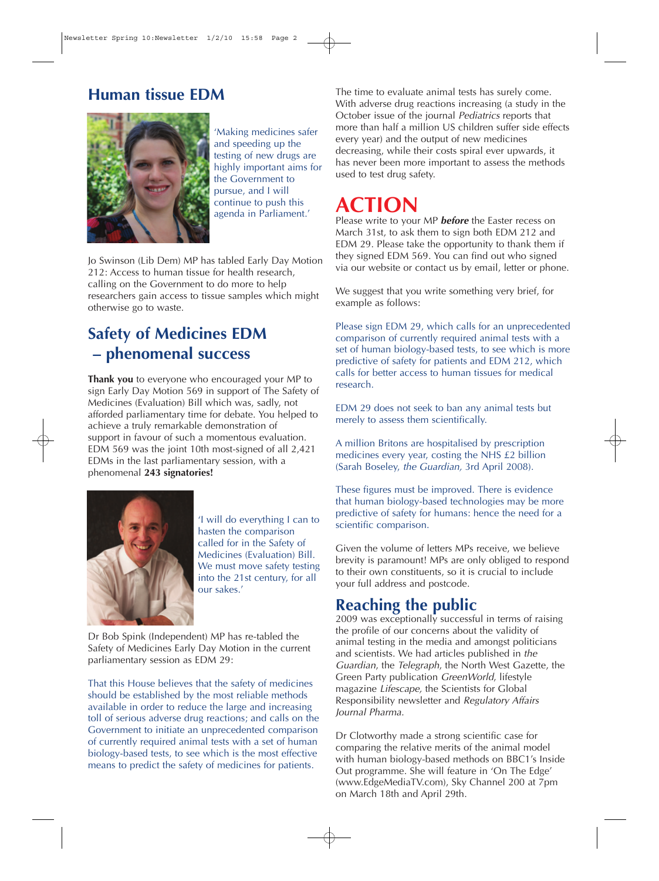## Human tissue EDM

'Making medicines safer and speeding up the testing of new drugs are highly important aims for the Government to pursue, and I will continue to push this agenda in Parliament.'

Jo Swinson (Lib Dem) MP has tabled Early Day Motion 212: Access to human tissue for health research, calling on the Government to do more to help researchers gain access to tissue samples which might otherwise go to waste.

## Safety of Medicines EDM – phenomenal success

**Thank you** to everyone who encouraged your MP to sign Early Day Motion 569 in support of The Safety of Medicines (Evaluation) Bill which was, sadly, not afforded parliamentary time for debate. You helped to achieve a truly remarkable demonstration of support in favour of such a momentous evaluation. EDM 569 was the joint 10th most-signed of all 2,421 EDMs in the last parliamentary session, with a phenomenal **243 signatories!**

'I will do everything I can to hasten the comparison called for in the Safety of Medicines (Evaluation) Bill. We must move safety testing into the 21st century, for all our sakes.'

Dr Bob Spink (Independent) MP has re-tabled the Safety of Medicines Early Day Motion in the current parliamentary session as EDM 29:

That this House believes that the safety of medicines should be established by the most reliable methods available in order to reduce the large and increasing toll of serious adverse drug reactions; and calls on the Government to initiate an unprecedented comparison of currently required animal tests with a set of human biology-based tests, to see which is the most effective means to predict the safety of medicines for patients.

The time to evaluate animal tests has surely come. With adverse drug reactions increasing (a study in the October issue of the journal *Pediatrics* reports that more than half a million US children suffer side effects every year) and the output of new medicines decreasing, while their costs spiral ever upwards, it has never been more important to assess the methods used to test drug safety.

## ACTION

Please write to your MP ***before*** the Easter recess on March 31st, to ask them to sign both EDM 212 and EDM 29. Please take the opportunity to thank them if they signed EDM 569. You can find out who signed via our website or contact us by email, letter or phone.

We suggest that you write something very brief, for example as follows:

Please sign EDM 29, which calls for an unprecedented comparison of currently required animal tests with a set of human biology-based tests, to see which is more predictive of safety for patients and EDM 212, which calls for better access to human tissues for medical research.

EDM 29 does not seek to ban any animal tests but merely to assess them scientifically.

A million Britons are hospitalised by prescription medicines every year, costing the NHS £2 billion (Sarah Boseley, *the Guardian*, 3rd April 2008).

These figures must be improved. There is evidence that human biology-based technologies may be more predictive of safety for humans: hence the need for a scientific comparison.

Given the volume of letters MPs receive, we believe brevity is paramount! MPs are only obliged to respond to their own constituents, so it is crucial to include your full address and postcode.

## Reaching the public

2009 was exceptionally successful in terms of raising the profile of our concerns about the validity of animal testing in the media and amongst politicians and scientists. We had articles published in *the Guardian*, the *Telegraph*, the North West Gazette, the Green Party publication *GreenWorld*, lifestyle magazine *Lifescape*, the Scientists for Global Responsibility newsletter and *Regulatory Affairs Journal Pharma*.

Dr Clotworthy made a strong scientific case for comparing the relative merits of the animal model with human biology-based methods on BBC1's Inside Out programme. She will feature in 'On The Edge' (www.EdgeMediaTV.com), Sky Channel 200 at 7pm on March 18th and April 29th.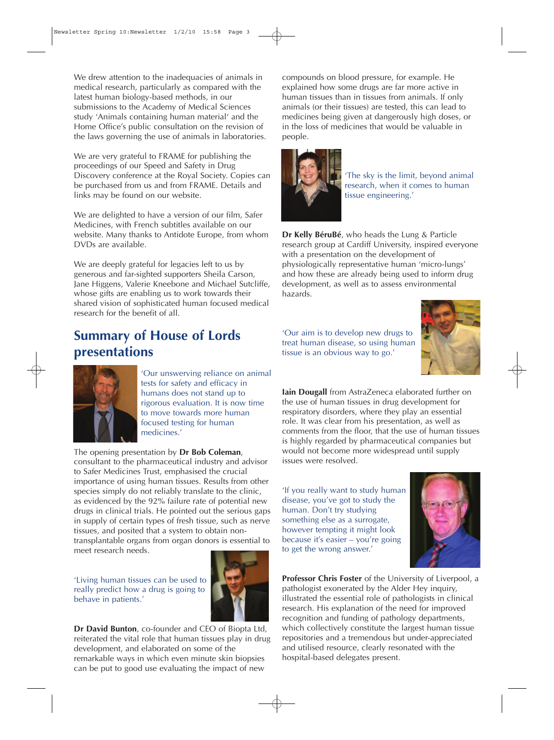We drew attention to the inadequacies of animals in medical research, particularly as compared with the latest human biology-based methods, in our submissions to the Academy of Medical Sciences study 'Animals containing human material' and the Home Office's public consultation on the revision of the laws governing the use of animals in laboratories.

We are very grateful to FRAME for publishing the proceedings of our Speed and Safety in Drug Discovery conference at the Royal Society. Copies can be purchased from us and from FRAME. Details and links may be found on our website.

We are delighted to have a version of our film, Safer Medicines, with French subtitles available on our website. Many thanks to Antidote Europe, from whom DVDs are available.

We are deeply grateful for legacies left to us by generous and far-sighted supporters Sheila Carson, Jane Higgens, Valerie Kneebone and Michael Sutcliffe, whose gifts are enabling us to work towards their shared vision of sophisticated human focused medical research for the benefit of all.

## Summary of House of Lords presentations

'Our unswerving reliance on animal tests for safety and efficacy in humans does not stand up to rigorous evaluation. It is now time to move towards more human focused testing for human medicines.'

The opening presentation by **Dr Bob Coleman**, consultant to the pharmaceutical industry and advisor to Safer Medicines Trust, emphasised the crucial importance of using human tissues. Results from other species simply do not reliably translate to the clinic, as evidenced by the 92% failure rate of potential new drugs in clinical trials. He pointed out the serious gaps in supply of certain types of fresh tissue, such as nerve tissues, and posited that a system to obtain non-transplantable organs from organ donors is essential to meet research needs.

'Living human tissues can be used to really predict how a drug is going to behave in patients.'

**Dr David Bunton**, co-founder and CEO of Biopta Ltd, reiterated the vital role that human tissues play in drug development, and elaborated on some of the remarkable ways in which even minute skin biopsies can be put to good use evaluating the impact of new compounds on blood pressure, for example. He explained how some drugs are far more active in human tissues than in tissues from animals. If only animals (or their tissues) are tested, this can lead to medicines being given at dangerously high doses, or in the loss of medicines that would be valuable in people.

'The sky is the limit, beyond animal research, when it comes to human tissue engineering.'

**Dr Kelly BéruBé**, who heads the Lung & Particle research group at Cardiff University, inspired everyone with a presentation on the development of physiologically representative human 'micro-lungs' and how these are already being used to inform drug development, as well as to assess environmental hazards.

'Our aim is to develop new drugs to treat human disease, so using human tissue is an obvious way to go.'

**Iain Dougall** from AstraZeneca elaborated further on the use of human tissues in drug development for respiratory disorders, where they play an essential role. It was clear from his presentation, as well as comments from the floor, that the use of human tissues is highly regarded by pharmaceutical companies but would not become more widespread until supply issues were resolved.

'If you really want to study human disease, you've got to study the human. Don't try studying something else as a surrogate, however tempting it might look because it's easier – you're going to get the wrong answer.'

**Professor Chris Foster** of the University of Liverpool, a pathologist exonerated by the Alder Hey inquiry, illustrated the essential role of pathologists in clinical research. His explanation of the need for improved recognition and funding of pathology departments, which collectively constitute the largest human tissue repositories and a tremendous but under-appreciated and utilised resource, clearly resonated with the hospital-based delegates present.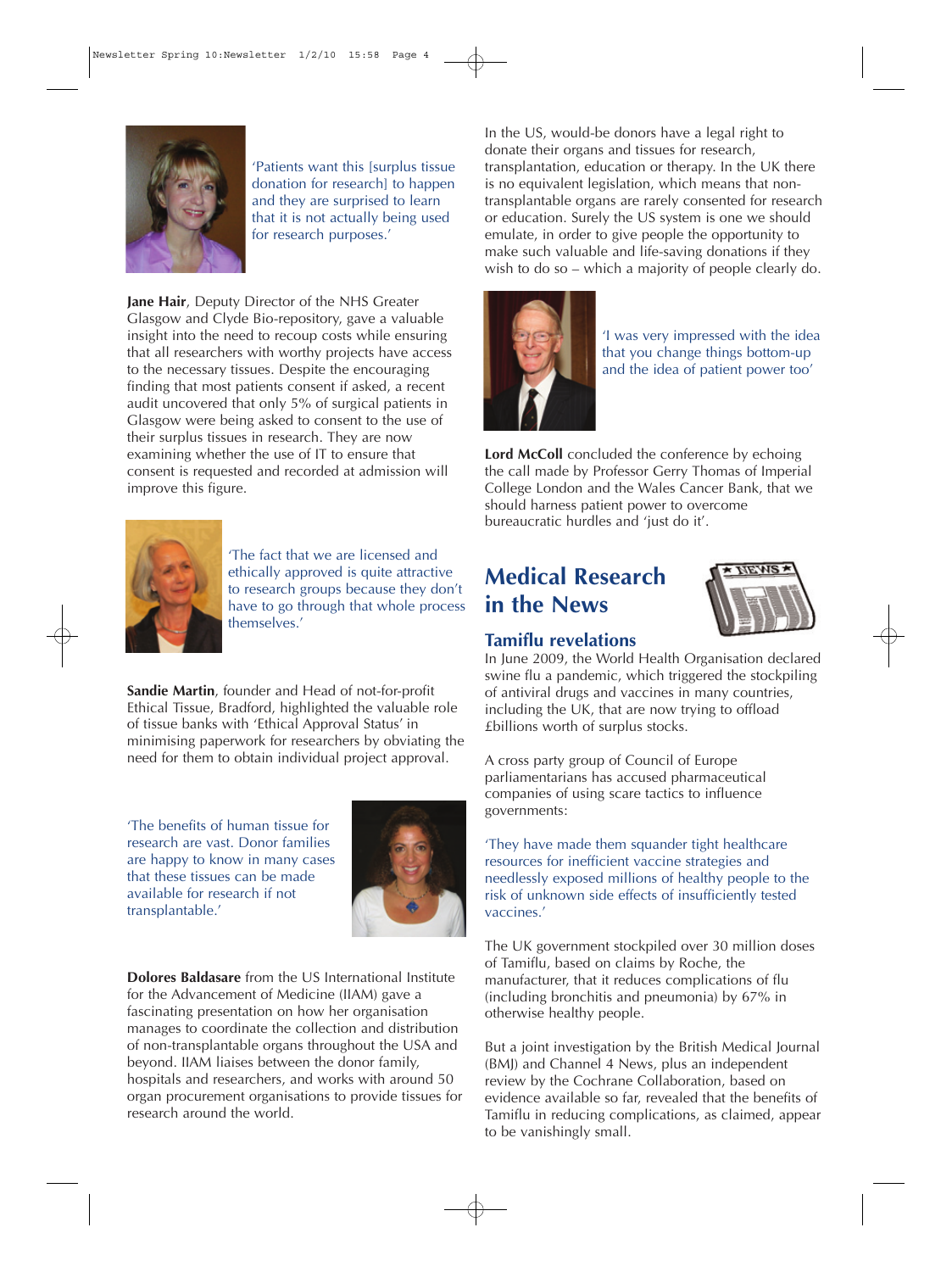'Patients want this [surplus tissue donation for research] to happen and they are surprised to learn that it is not actually being used for research purposes.'

**Jane Hair**, Deputy Director of the NHS Greater Glasgow and Clyde Bio-repository, gave a valuable insight into the need to recoup costs while ensuring that all researchers with worthy projects have access to the necessary tissues. Despite the encouraging finding that most patients consent if asked, a recent audit uncovered that only 5% of surgical patients in Glasgow were being asked to consent to the use of their surplus tissues in research. They are now examining whether the use of IT to ensure that consent is requested and recorded at admission will improve this figure.

'The fact that we are licensed and ethically approved is quite attractive to research groups because they don't have to go through that whole process themselves.'

**Sandie Martin**, founder and Head of not-for-profit Ethical Tissue, Bradford, highlighted the valuable role of tissue banks with 'Ethical Approval Status' in minimising paperwork for researchers by obviating the need for them to obtain individual project approval.

'The benefits of human tissue for research are vast. Donor families are happy to know in many cases that these tissues can be made available for research if not transplantable.'

**Dolores Baldasare** from the US International Institute for the Advancement of Medicine (IIAM) gave a fascinating presentation on how her organisation manages to coordinate the collection and distribution of non-transplantable organs throughout the USA and beyond. IIAM liaises between the donor family, hospitals and researchers, and works with around 50 organ procurement organisations to provide tissues for research around the world.

In the US, would-be donors have a legal right to donate their organs and tissues for research, transplantation, education or therapy. In the UK there is no equivalent legislation, which means that non-transplantable organs are rarely consented for research or education. Surely the US system is one we should emulate, in order to give people the opportunity to make such valuable and life-saving donations if they wish to do so – which a majority of people clearly do.

'I was very impressed with the idea that you change things bottom-up and the idea of patient power too'

**Lord McColl** concluded the conference by echoing the call made by Professor Gerry Thomas of Imperial College London and the Wales Cancer Bank, that we should harness patient power to overcome bureaucratic hurdles and 'just do it'.

## Medical Research in the News

### Tamiflu revelations

In June 2009, the World Health Organisation declared swine flu a pandemic, which triggered the stockpiling of antiviral drugs and vaccines in many countries, including the UK, that are now trying to offload £billions worth of surplus stocks.

A cross party group of Council of Europe parliamentarians has accused pharmaceutical companies of using scare tactics to influence governments:

'They have made them squander tight healthcare resources for inefficient vaccine strategies and needlessly exposed millions of healthy people to the risk of unknown side effects of insufficiently tested vaccines.'

The UK government stockpiled over 30 million doses of Tamiflu, based on claims by Roche, the manufacturer, that it reduces complications of flu (including bronchitis and pneumonia) by 67% in otherwise healthy people.

But a joint investigation by the British Medical Journal (BMJ) and Channel 4 News, plus an independent review by the Cochrane Collaboration, based on evidence available so far, revealed that the benefits of Tamiflu in reducing complications, as claimed, appear to be vanishingly small.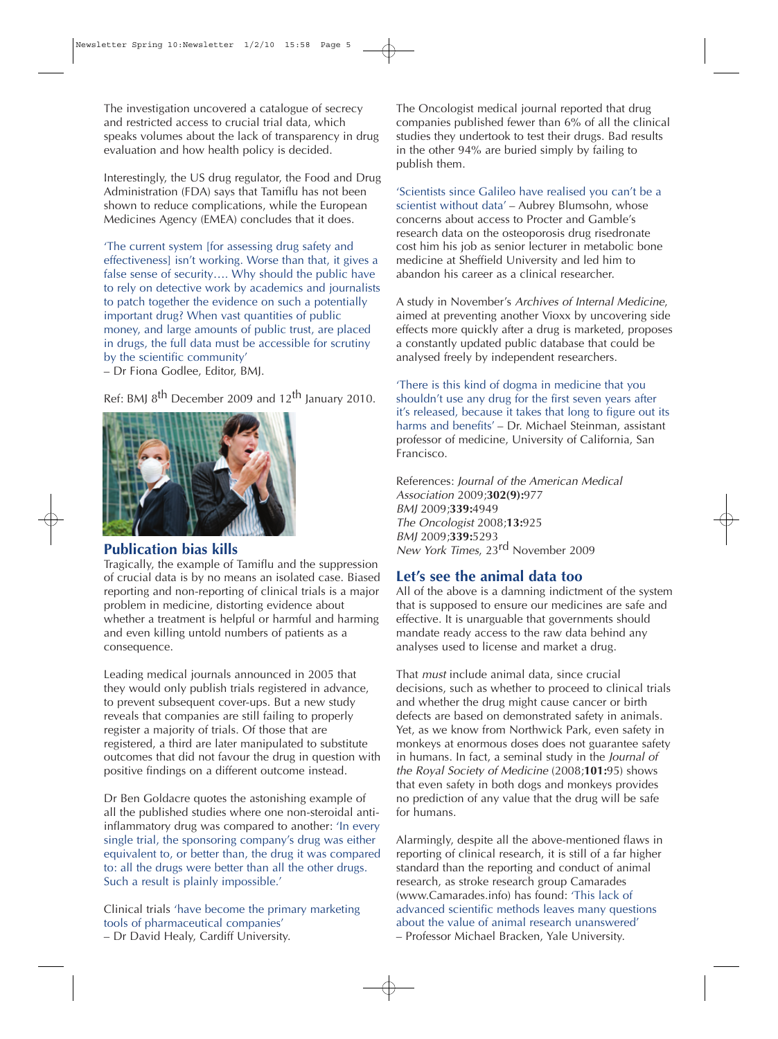The investigation uncovered a catalogue of secrecy and restricted access to crucial trial data, which speaks volumes about the lack of transparency in drug evaluation and how health policy is decided.

Interestingly, the US drug regulator, the Food and Drug Administration (FDA) says that Tamiflu has not been shown to reduce complications, while the European Medicines Agency (EMEA) concludes that it does.

'The current system [for assessing drug safety and effectiveness] isn't working. Worse than that, it gives a false sense of security…. Why should the public have to rely on detective work by academics and journalists to patch together the evidence on such a potentially important drug? When vast quantities of public money, and large amounts of public trust, are placed in drugs, the full data must be accessible for scrutiny by the scientific community'
– Dr Fiona Godlee, Editor, BMJ.

Ref: BMJ 8th December 2009 and 12th January 2010.

## Publication bias kills

Tragically, the example of Tamiflu and the suppression of crucial data is by no means an isolated case. Biased reporting and non-reporting of clinical trials is a major problem in medicine, distorting evidence about whether a treatment is helpful or harmful and harming and even killing untold numbers of patients as a consequence.

Leading medical journals announced in 2005 that they would only publish trials registered in advance, to prevent subsequent cover-ups. But a new study reveals that companies are still failing to properly register a majority of trials. Of those that are registered, a third are later manipulated to substitute outcomes that did not favour the drug in question with positive findings on a different outcome instead.

Dr Ben Goldacre quotes the astonishing example of all the published studies where one non-steroidal anti-inflammatory drug was compared to another: 'In every single trial, the sponsoring company's drug was either equivalent to, or better than, the drug it was compared to: all the drugs were better than all the other drugs. Such a result is plainly impossible.'

Clinical trials 'have become the primary marketing tools of pharmaceutical companies'
– Dr David Healy, Cardiff University.

The Oncologist medical journal reported that drug companies published fewer than 6% of all the clinical studies they undertook to test their drugs. Bad results in the other 94% are buried simply by failing to publish them.

'Scientists since Galileo have realised you can't be a scientist without data' – Aubrey Blumsohn, whose concerns about access to Procter and Gamble's research data on the osteoporosis drug risedronate cost him his job as senior lecturer in metabolic bone medicine at Sheffield University and led him to abandon his career as a clinical researcher.

A study in November's *Archives of Internal Medicine*, aimed at preventing another Vioxx by uncovering side effects more quickly after a drug is marketed, proposes a constantly updated public database that could be analysed freely by independent researchers.

'There is this kind of dogma in medicine that you shouldn't use any drug for the first seven years after it's released, because it takes that long to figure out its harms and benefits' – Dr. Michael Steinman, assistant professor of medicine, University of California, San Francisco.

References: *Journal of the American Medical Association* 2009;**302(9):**977
*BMJ* 2009;**339:**4949
*The Oncologist* 2008;**13:**925
*BMJ* 2009;**339:**5293
*New York Times*, 23rd November 2009

## Let's see the animal data too

All of the above is a damning indictment of the system that is supposed to ensure our medicines are safe and effective. It is unarguable that governments should mandate ready access to the raw data behind any analyses used to license and market a drug.

That *must* include animal data, since crucial decisions, such as whether to proceed to clinical trials and whether the drug might cause cancer or birth defects are based on demonstrated safety in animals. Yet, as we know from Northwick Park, even safety in monkeys at enormous doses does not guarantee safety in humans. In fact, a seminal study in the *Journal of the Royal Society of Medicine* (2008;**101:**95) shows that even safety in both dogs and monkeys provides no prediction of any value that the drug will be safe for humans.

Alarmingly, despite all the above-mentioned flaws in reporting of clinical research, it is still of a far higher standard than the reporting and conduct of animal research, as stroke research group Camarades (www.Camarades.info) has found: 'This lack of advanced scientific methods leaves many questions about the value of animal research unanswered'
– Professor Michael Bracken, Yale University.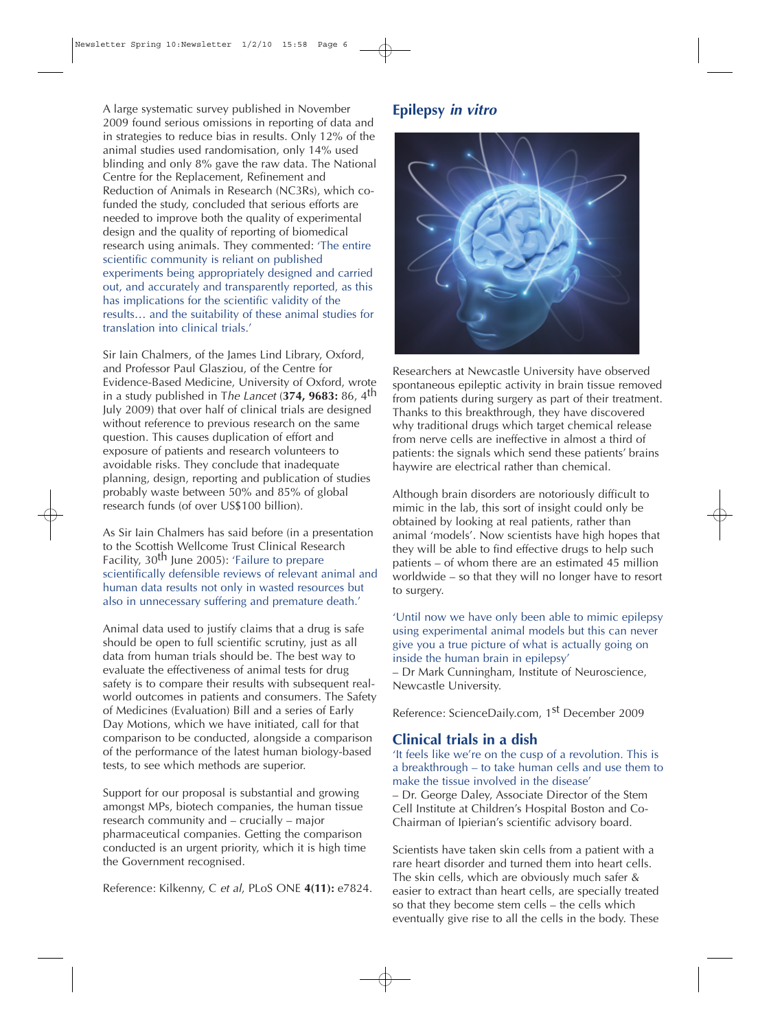A large systematic survey published in November 2009 found serious omissions in reporting of data and in strategies to reduce bias in results. Only 12% of the animal studies used randomisation, only 14% used blinding and only 8% gave the raw data. The National Centre for the Replacement, Refinement and Reduction of Animals in Research (NC3Rs), which co-funded the study, concluded that serious efforts are needed to improve both the quality of experimental design and the quality of reporting of biomedical research using animals. They commented: 'The entire scientific community is reliant on published experiments being appropriately designed and carried out, and accurately and transparently reported, as this has implications for the scientific validity of the results… and the suitability of these animal studies for translation into clinical trials.'

Sir Iain Chalmers, of the James Lind Library, Oxford, and Professor Paul Glasziou, of the Centre for Evidence-Based Medicine, University of Oxford, wrote in a study published in T*he Lancet* (**374, 9683:** 86, 4th July 2009) that over half of clinical trials are designed without reference to previous research on the same question. This causes duplication of effort and exposure of patients and research volunteers to avoidable risks. They conclude that inadequate planning, design, reporting and publication of studies probably waste between 50% and 85% of global research funds (of over US$100 billion).

As Sir Iain Chalmers has said before (in a presentation to the Scottish Wellcome Trust Clinical Research Facility, 30th June 2005): 'Failure to prepare scientifically defensible reviews of relevant animal and human data results not only in wasted resources but also in unnecessary suffering and premature death.'

Animal data used to justify claims that a drug is safe should be open to full scientific scrutiny, just as all data from human trials should be. The best way to evaluate the effectiveness of animal tests for drug safety is to compare their results with subsequent real-world outcomes in patients and consumers. The Safety of Medicines (Evaluation) Bill and a series of Early Day Motions, which we have initiated, call for that comparison to be conducted, alongside a comparison of the performance of the latest human biology-based tests, to see which methods are superior.

Support for our proposal is substantial and growing amongst MPs, biotech companies, the human tissue research community and – crucially – major pharmaceutical companies. Getting the comparison conducted is an urgent priority, which it is high time the Government recognised.

Reference: Kilkenny, C *et al*, PLoS ONE **4(11):** e7824.

## Epilepsy *in vitro*

Researchers at Newcastle University have observed spontaneous epileptic activity in brain tissue removed from patients during surgery as part of their treatment. Thanks to this breakthrough, they have discovered why traditional drugs which target chemical release from nerve cells are ineffective in almost a third of patients: the signals which send these patients' brains haywire are electrical rather than chemical.

Although brain disorders are notoriously difficult to mimic in the lab, this sort of insight could only be obtained by looking at real patients, rather than animal 'models'. Now scientists have high hopes that they will be able to find effective drugs to help such patients – of whom there are an estimated 45 million worldwide – so that they will no longer have to resort to surgery.

'Until now we have only been able to mimic epilepsy using experimental animal models but this can never give you a true picture of what is actually going on inside the human brain in epilepsy'
– Dr Mark Cunningham, Institute of Neuroscience, Newcastle University.

Reference: ScienceDaily.com, 1st December 2009

## Clinical trials in a dish

'It feels like we're on the cusp of a revolution. This is a breakthrough – to take human cells and use them to make the tissue involved in the disease'
– Dr. George Daley, Associate Director of the Stem Cell Institute at Children's Hospital Boston and Co-Chairman of Ipierian's scientific advisory board.

Scientists have taken skin cells from a patient with a rare heart disorder and turned them into heart cells. The skin cells, which are obviously much safer & easier to extract than heart cells, are specially treated so that they become stem cells – the cells which eventually give rise to all the cells in the body. These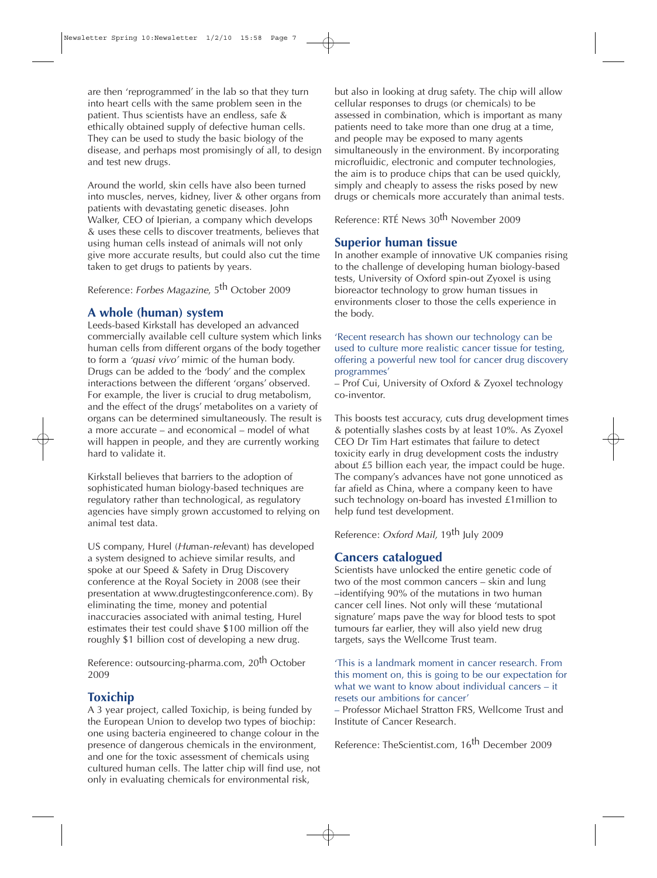are then 'reprogrammed' in the lab so that they turn into heart cells with the same problem seen in the patient. Thus scientists have an endless, safe & ethically obtained supply of defective human cells. They can be used to study the basic biology of the disease, and perhaps most promisingly of all, to design and test new drugs.

Around the world, skin cells have also been turned into muscles, nerves, kidney, liver & other organs from patients with devastating genetic diseases. John Walker, CEO of Ipierian, a company which develops & uses these cells to discover treatments, believes that using human cells instead of animals will not only give more accurate results, but could also cut the time taken to get drugs to patients by years.

Reference: *Forbes Magazine*, 5th October 2009

## A whole (human) system

Leeds-based Kirkstall has developed an advanced commercially available cell culture system which links human cells from different organs of the body together to form a *'quasi vivo'* mimic of the human body. Drugs can be added to the 'body' and the complex interactions between the different 'organs' observed. For example, the liver is crucial to drug metabolism, and the effect of the drugs' metabolites on a variety of organs can be determined simultaneously. The result is a more accurate – and economical – model of what will happen in people, and they are currently working hard to validate it.

Kirkstall believes that barriers to the adoption of sophisticated human biology-based techniques are regulatory rather than technological, as regulatory agencies have simply grown accustomed to relying on animal test data.

US company, Hurel (*Hu*man-*rel*evant) has developed a system designed to achieve similar results, and spoke at our Speed & Safety in Drug Discovery conference at the Royal Society in 2008 (see their presentation at www.drugtestingconference.com). By eliminating the time, money and potential inaccuracies associated with animal testing, Hurel estimates their test could shave $100 million off the roughly $1 billion cost of developing a new drug.

Reference: outsourcing-pharma.com, 20th October 2009

## Toxichip

A 3 year project, called Toxichip, is being funded by the European Union to develop two types of biochip: one using bacteria engineered to change colour in the presence of dangerous chemicals in the environment, and one for the toxic assessment of chemicals using cultured human cells. The latter chip will find use, not only in evaluating chemicals for environmental risk, but also in looking at drug safety. The chip will allow cellular responses to drugs (or chemicals) to be assessed in combination, which is important as many patients need to take more than one drug at a time, and people may be exposed to many agents simultaneously in the environment. By incorporating microfluidic, electronic and computer technologies, the aim is to produce chips that can be used quickly, simply and cheaply to assess the risks posed by new drugs or chemicals more accurately than animal tests.

Reference: RTÉ News 30th November 2009

## Superior human tissue

In another example of innovative UK companies rising to the challenge of developing human biology-based tests, University of Oxford spin-out Zyoxel is using bioreactor technology to grow human tissues in environments closer to those the cells experience in the body.

'Recent research has shown our technology can be used to culture more realistic cancer tissue for testing, offering a powerful new tool for cancer drug discovery programmes'

– Prof Cui, University of Oxford & Zyoxel technology co-inventor.

This boosts test accuracy, cuts drug development times & potentially slashes costs by at least 10%. As Zyoxel CEO Dr Tim Hart estimates that failure to detect toxicity early in drug development costs the industry about £5 billion each year, the impact could be huge. The company's advances have not gone unnoticed as far afield as China, where a company keen to have such technology on-board has invested £1million to help fund test development.

Reference: *Oxford Mail,* 19th July 2009

## Cancers catalogued

Scientists have unlocked the entire genetic code of two of the most common cancers – skin and lung –identifying 90% of the mutations in two human cancer cell lines. Not only will these 'mutational signature' maps pave the way for blood tests to spot tumours far earlier, they will also yield new drug targets, says the Wellcome Trust team.

'This is a landmark moment in cancer research. From this moment on, this is going to be our expectation for what we want to know about individual cancers – it resets our ambitions for cancer'

– Professor Michael Stratton FRS, Wellcome Trust and Institute of Cancer Research.

Reference: TheScientist.com, 16th December 2009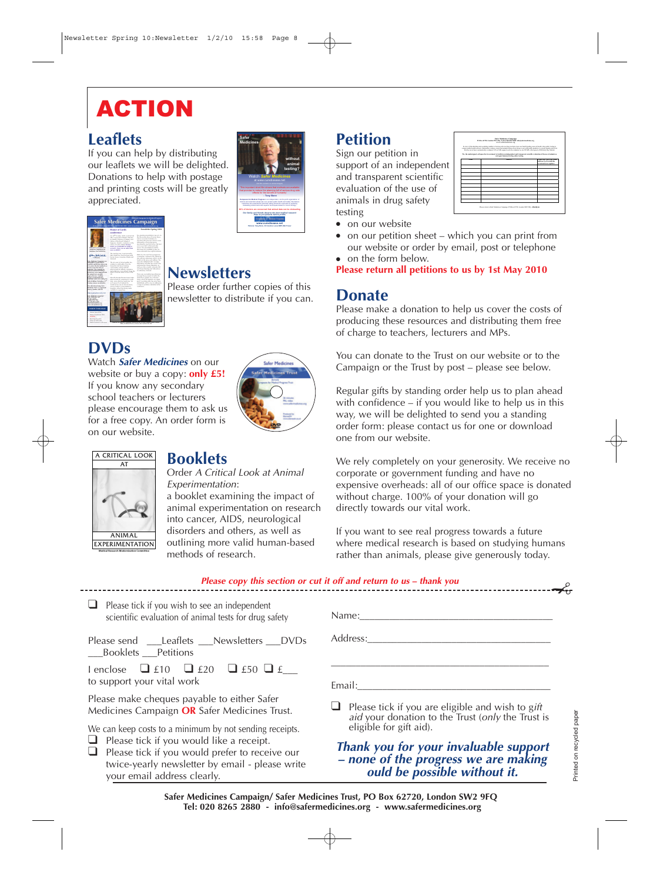# ACTION

## Leaflets

If you can help by distributing our leaflets we will be delighted. Donations to help with postage and printing costs will be greatly appreciated.

## Newsletters

Please order further copies of this newsletter to distribute if you can.

## DVDs

Watch ***Safer Medicines*** on our website or buy a copy: **only £5!** If you know any secondary school teachers or lecturers please encourage them to ask us for a free copy. An order form is on our website.

## Booklets

Order *A Critical Look at Animal Experimentation*:
a booklet examining the impact of animal experimentation on research into cancer, AIDS, neurological disorders and others, as well as outlining more valid human-based methods of research.

## Petition

Sign our petition in support of an independent and transparent scientific evaluation of the use of animals in drug safety testing

- on our website
- on our petition sheet – which you can print from our website or order by email, post or telephone
- on the form below.

**Please return all petitions to us by 1st May 2010**

## Donate

Please make a donation to help us cover the costs of producing these resources and distributing them free of charge to teachers, lecturers and MPs.

You can donate to the Trust on our website or to the Campaign or the Trust by post – please see below.

Regular gifts by standing order help us to plan ahead with confidence – if you would like to help us in this way, we will be delighted to send you a standing order form: please contact us for one or download one from our website.

We rely completely on your generosity. We receive no corporate or government funding and have no expensive overheads: all of our office space is donated without charge. 100% of your donation will go directly towards our vital work.

If you want to see real progress towards a future where medical research is based on studying humans rather than animals, please give generously today.

***Please copy this section or cut it off and return to us – thank you***

❑ Please tick if you wish to see an independent scientific evaluation of animal tests for drug safety

Please send ___Leaflets ___Newsletters ___DVDs ___Booklets ___Petitions

I enclose ❑ £10 ❑ £20 ❑ £50 ❑ £___ to support your vital work

Please make cheques payable to either Safer Medicines Campaign **OR** Safer Medicines Trust.

We can keep costs to a minimum by not sending receipts.
❑ Please tick if you would like a receipt.
❑ Please tick if you would prefer to receive our twice-yearly newsletter by email - please write your email address clearly.

Name:_______________________________________

Address:_____________________________________

_____________________________________________

Email:_______________________________________

❑ Please tick if you are eligible and wish to *gift aid* your donation to the Trust (*only* the Trust is eligible for gift aid).

***Thank you for your invaluable support – none of the progress we are making ould be possible without it.***

**Safer Medicines Campaign/ Safer Medicines Trust, PO Box 62720, London SW2 9FQ**
**Tel: 020 8265 2880 - info@safermedicines.org - www.safermedicines.org**

Printed on recycled paper